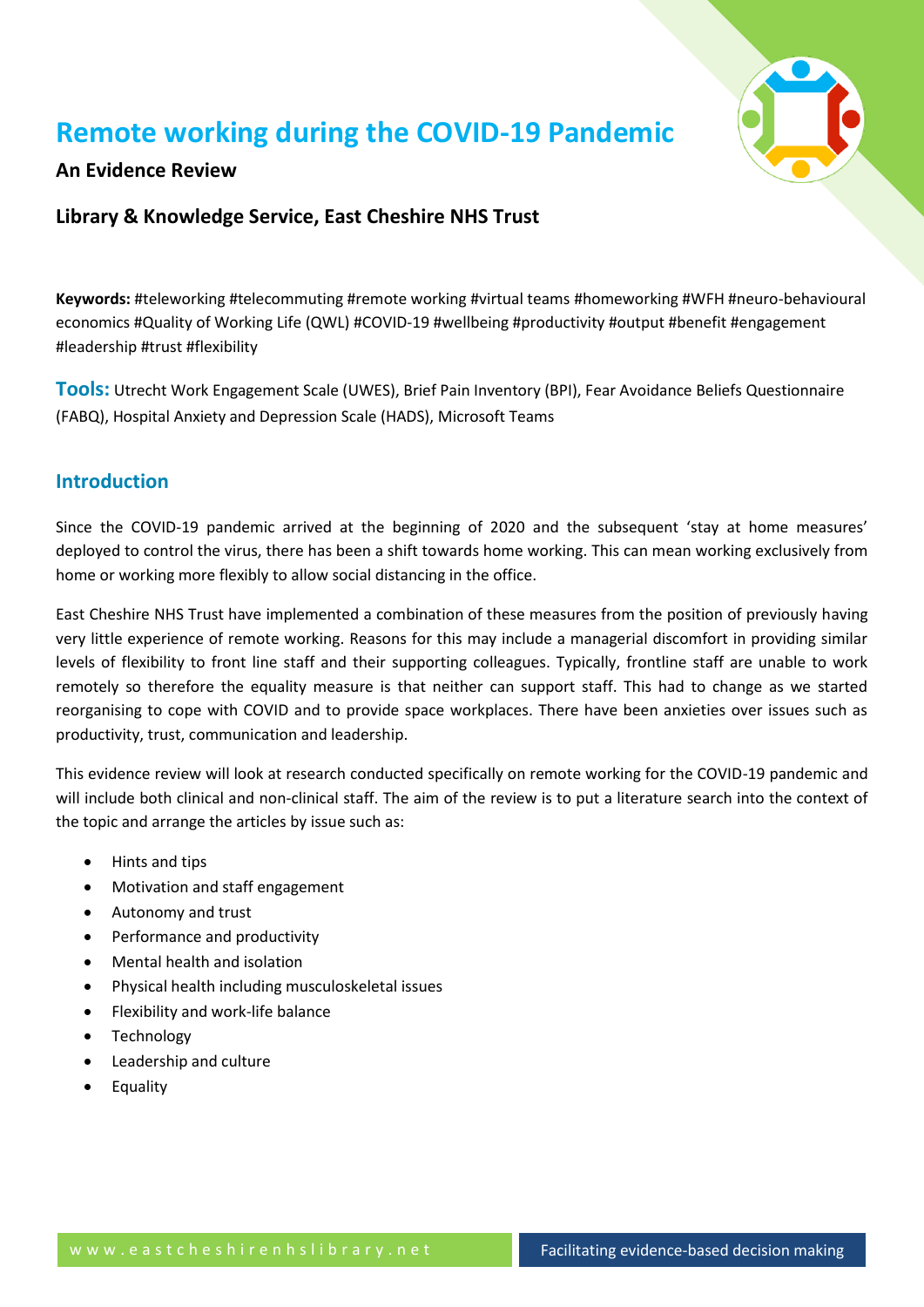# Remote working during the COVID-19 Pandemic

### An Evidence Review

### Library & Knowledge Service, East Cheshire NHS Trust

**Keywords:** #teleworking #telecommuting #remote working #virtual teams #homeworking #WFH #neuro-behavioural economics #Quality of Working Life (QWL) #COVID-19 #wellbeing #productivity #output #benefit #engagement #leadership #trust #flexibility

**Tools:** Utrecht Work Engagement Scale (UWES), Brief Pain Inventory (BPI), Fear Avoidance Beliefs Questionnaire (FABQ), Hospital Anxiety and Depression Scale (HADS), Microsoft Teams

## Introduction

Since the COVID-19 pandemic arrived at the beginning of 2020 and the subsequent 'stay at home measures' deployed to control the virus, there has been a shift towards home working. This can mean working exclusively from home or working more flexibly to allow social distancing in the office.

East Cheshire NHS Trust have implemented a combination of these measures from the position of previously having very little experience of remote working. Reasons for this may include a managerial discomfort in providing similar levels of flexibility to front line staff and their supporting colleagues. Typically, frontline staff are unable to work remotely so therefore the equality measure is that neither can support staff. This had to change as we started reorganising to cope with COVID and to provide space workplaces. There have been anxieties over issues such as productivity, trust, communication and leadership.

This evidence review will look at research conducted specifically on remote working for the COVID-19 pandemic and will include both clinical and non-clinical staff. The aim of the review is to put a literature search into the context of the topic and arrange the articles by issue such as:

- Hints and tips
- Motivation and staff engagement
- Autonomy and trust
- Performance and productivity
- Mental health and isolation
- Physical health including musculoskeletal issues
- Flexibility and work-life balance
- Technology
- Leadership and culture
- Equality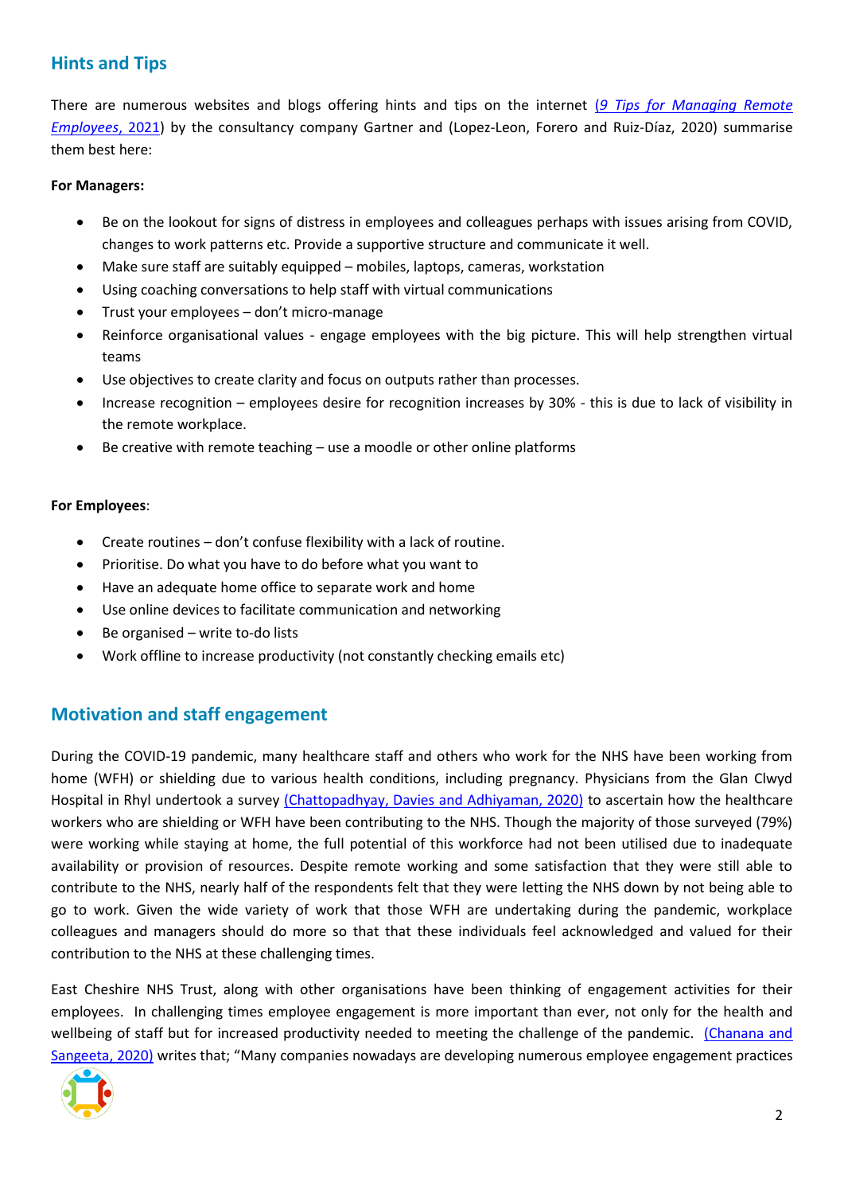## Hints and Tips

There are numerous websites and blogs offering hints and tips on the internet (*9 Tips for Managing Remote Employees*, 2021) by the consultancy company Gartner and (Lopez-Leon, Forero and Ruiz-Díaz, 2020) summarise them best here:

**For Managers:**

- Be on the lookout for signs of distress in employees and colleagues perhaps with issues arising from COVID, changes to work patterns etc. Provide a supportive structure and communicate it well.
- Make sure staff are suitably equipped – mobiles, laptops, cameras, workstation
- Using coaching conversations to help staff with virtual communications
- Trust your employees – don't micro-manage
- Reinforce organisational values - engage employees with the big picture. This will help strengthen virtual teams
- Use objectives to create clarity and focus on outputs rather than processes.
- Increase recognition – employees desire for recognition increases by 30% - this is due to lack of visibility in the remote workplace.
- Be creative with remote teaching – use a moodle or other online platforms

**For Employees**:

- Create routines – don't confuse flexibility with a lack of routine.
- Prioritise. Do what you have to do before what you want to
- Have an adequate home office to separate work and home
- Use online devices to facilitate communication and networking
- Be organised – write to-do lists
- Work offline to increase productivity (not constantly checking emails etc)

## Motivation and staff engagement

During the COVID-19 pandemic, many healthcare staff and others who work for the NHS have been working from home (WFH) or shielding due to various health conditions, including pregnancy. Physicians from the Glan Clwyd Hospital in Rhyl undertook a survey (Chattopadhyay, Davies and Adhiyaman, 2020) to ascertain how the healthcare workers who are shielding or WFH have been contributing to the NHS. Though the majority of those surveyed (79%) were working while staying at home, the full potential of this workforce had not been utilised due to inadequate availability or provision of resources. Despite remote working and some satisfaction that they were still able to contribute to the NHS, nearly half of the respondents felt that they were letting the NHS down by not being able to go to work. Given the wide variety of work that those WFH are undertaking during the pandemic, workplace colleagues and managers should do more so that that these individuals feel acknowledged and valued for their contribution to the NHS at these challenging times.

East Cheshire NHS Trust, along with other organisations have been thinking of engagement activities for their employees. In challenging times employee engagement is more important than ever, not only for the health and wellbeing of staff but for increased productivity needed to meeting the challenge of the pandemic. (Chanana and Sangeeta, 2020) writes that; "Many companies nowadays are developing numerous employee engagement practices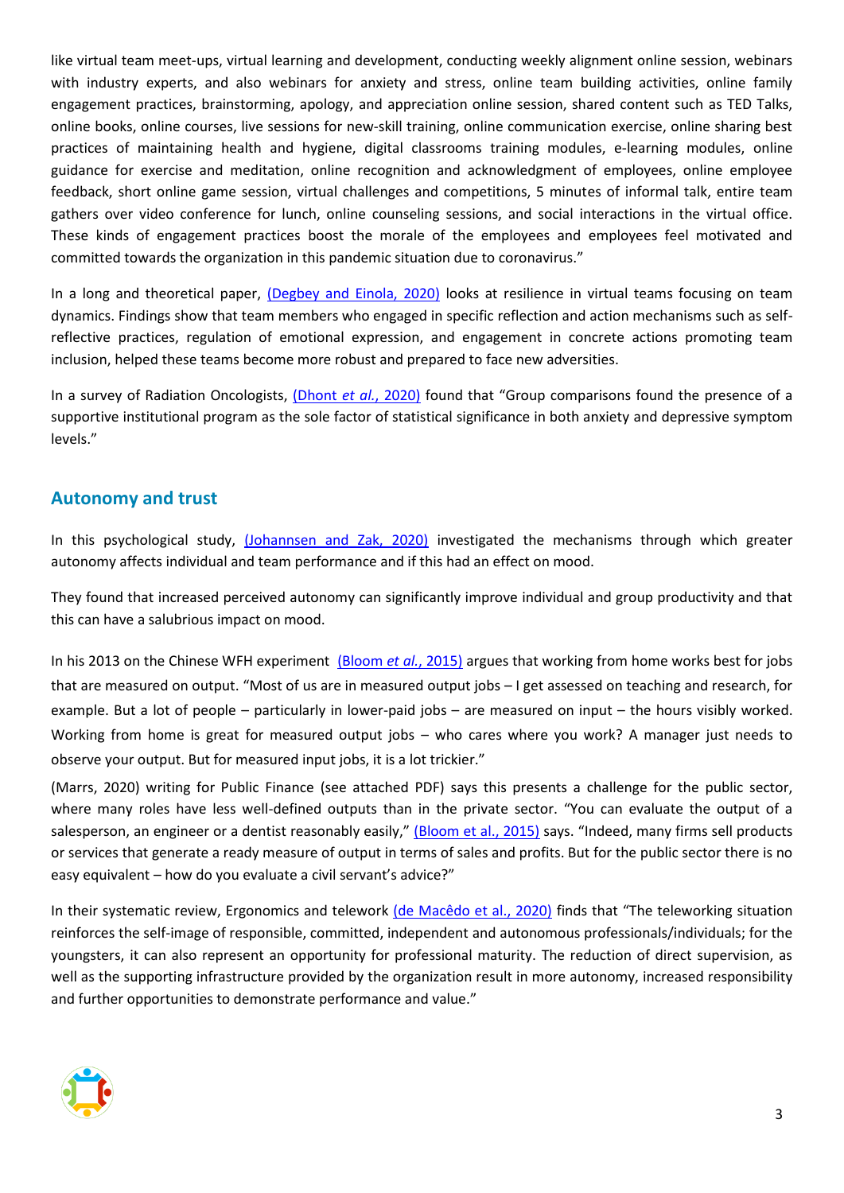like virtual team meet-ups, virtual learning and development, conducting weekly alignment online session, webinars with industry experts, and also webinars for anxiety and stress, online team building activities, online family engagement practices, brainstorming, apology, and appreciation online session, shared content such as TED Talks, online books, online courses, live sessions for new-skill training, online communication exercise, online sharing best practices of maintaining health and hygiene, digital classrooms training modules, e-learning modules, online guidance for exercise and meditation, online recognition and acknowledgment of employees, online employee feedback, short online game session, virtual challenges and competitions, 5 minutes of informal talk, entire team gathers over video conference for lunch, online counseling sessions, and social interactions in the virtual office. These kinds of engagement practices boost the morale of the employees and employees feel motivated and committed towards the organization in this pandemic situation due to coronavirus."

In a long and theoretical paper, (Degbey and Einola, 2020) looks at resilience in virtual teams focusing on team dynamics. Findings show that team members who engaged in specific reflection and action mechanisms such as self-reflective practices, regulation of emotional expression, and engagement in concrete actions promoting team inclusion, helped these teams become more robust and prepared to face new adversities.

In a survey of Radiation Oncologists, (Dhont *et al.*, 2020) found that "Group comparisons found the presence of a supportive institutional program as the sole factor of statistical significance in both anxiety and depressive symptom levels."

## Autonomy and trust

In this psychological study, (Johannsen and Zak, 2020) investigated the mechanisms through which greater autonomy affects individual and team performance and if this had an effect on mood.

They found that increased perceived autonomy can significantly improve individual and group productivity and that this can have a salubrious impact on mood.

In his 2013 on the Chinese WFH experiment (Bloom *et al.*, 2015) argues that working from home works best for jobs that are measured on output. "Most of us are in measured output jobs – I get assessed on teaching and research, for example. But a lot of people – particularly in lower-paid jobs – are measured on input – the hours visibly worked. Working from home is great for measured output jobs – who cares where you work? A manager just needs to observe your output. But for measured input jobs, it is a lot trickier."

(Marrs, 2020) writing for Public Finance (see attached PDF) says this presents a challenge for the public sector, where many roles have less well-defined outputs than in the private sector. "You can evaluate the output of a salesperson, an engineer or a dentist reasonably easily," (Bloom et al., 2015) says. "Indeed, many firms sell products or services that generate a ready measure of output in terms of sales and profits. But for the public sector there is no easy equivalent – how do you evaluate a civil servant's advice?"

In their systematic review, Ergonomics and telework (de Macêdo et al., 2020) finds that "The teleworking situation reinforces the self-image of responsible, committed, independent and autonomous professionals/individuals; for the youngsters, it can also represent an opportunity for professional maturity. The reduction of direct supervision, as well as the supporting infrastructure provided by the organization result in more autonomy, increased responsibility and further opportunities to demonstrate performance and value."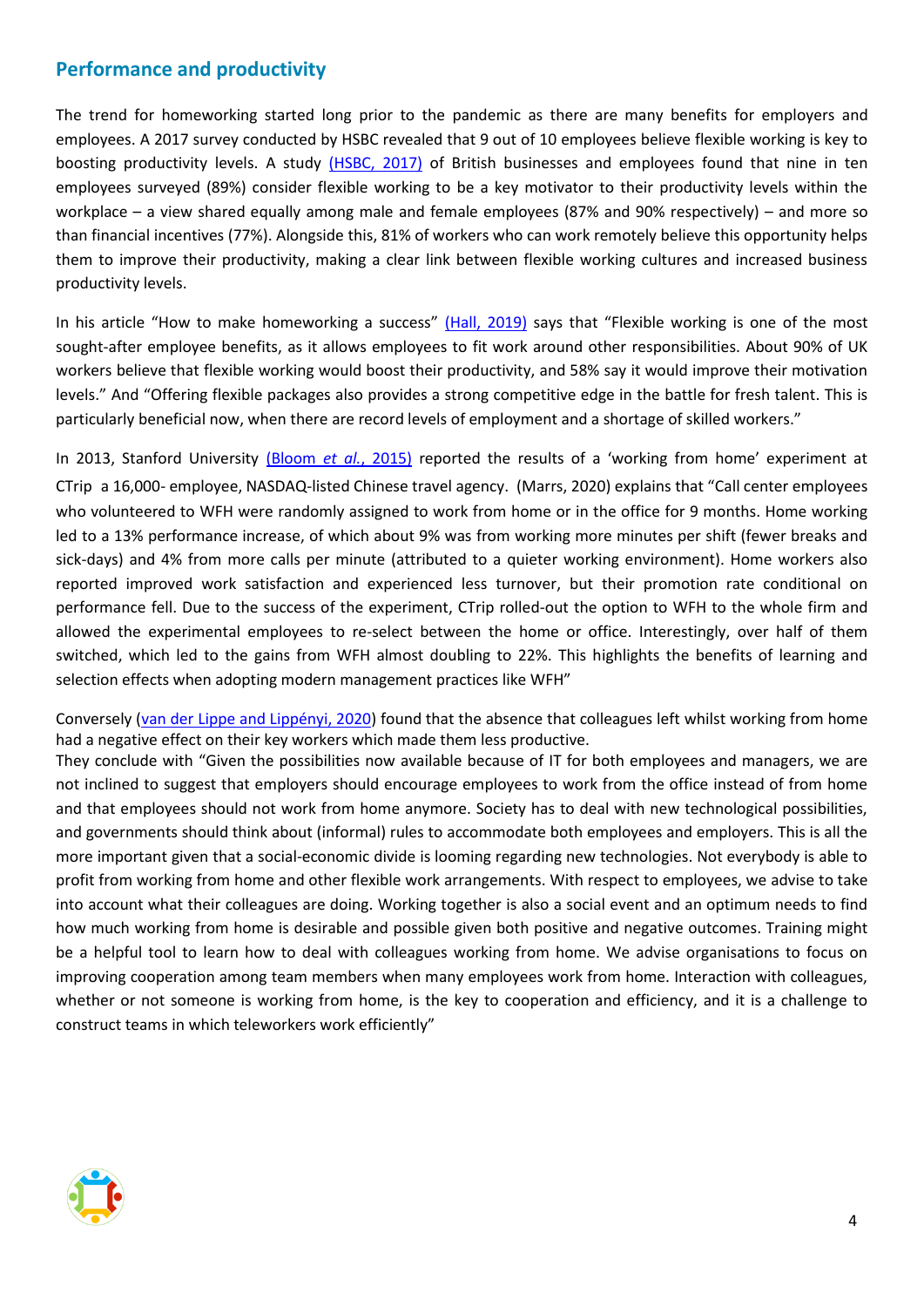## Performance and productivity

The trend for homeworking started long prior to the pandemic as there are many benefits for employers and employees. A 2017 survey conducted by HSBC revealed that 9 out of 10 employees believe flexible working is key to boosting productivity levels. A study [(HSBC, 2017)](#) of British businesses and employees found that nine in ten employees surveyed (89%) consider flexible working to be a key motivator to their productivity levels within the workplace – a view shared equally among male and female employees (87% and 90% respectively) – and more so than financial incentives (77%). Alongside this, 81% of workers who can work remotely believe this opportunity helps them to improve their productivity, making a clear link between flexible working cultures and increased business productivity levels.

In his article "How to make homeworking a success" [(Hall, 2019)](#) says that "Flexible working is one of the most sought-after employee benefits, as it allows employees to fit work around other responsibilities. About 90% of UK workers believe that flexible working would boost their productivity, and 58% say it would improve their motivation levels." And "Offering flexible packages also provides a strong competitive edge in the battle for fresh talent. This is particularly beneficial now, when there are record levels of employment and a shortage of skilled workers."

In 2013, Stanford University [(Bloom *et al.*, 2015)](#) reported the results of a 'working from home' experiment at CTrip a 16,000- employee, NASDAQ-listed Chinese travel agency. (Marrs, 2020) explains that "Call center employees who volunteered to WFH were randomly assigned to work from home or in the office for 9 months. Home working led to a 13% performance increase, of which about 9% was from working more minutes per shift (fewer breaks and sick-days) and 4% from more calls per minute (attributed to a quieter working environment). Home workers also reported improved work satisfaction and experienced less turnover, but their promotion rate conditional on performance fell. Due to the success of the experiment, CTrip rolled-out the option to WFH to the whole firm and allowed the experimental employees to re-select between the home or office. Interestingly, over half of them switched, which led to the gains from WFH almost doubling to 22%. This highlights the benefits of learning and selection effects when adopting modern management practices like WFH"

Conversely ([van der Lippe and Lippényi, 2020](#)) found that the absence that colleagues left whilst working from home had a negative effect on their key workers which made them less productive.

They conclude with "Given the possibilities now available because of IT for both employees and managers, we are not inclined to suggest that employers should encourage employees to work from the office instead of from home and that employees should not work from home anymore. Society has to deal with new technological possibilities, and governments should think about (informal) rules to accommodate both employees and employers. This is all the more important given that a social-economic divide is looming regarding new technologies. Not everybody is able to profit from working from home and other flexible work arrangements. With respect to employees, we advise to take into account what their colleagues are doing. Working together is also a social event and an optimum needs to find how much working from home is desirable and possible given both positive and negative outcomes. Training might be a helpful tool to learn how to deal with colleagues working from home. We advise organisations to focus on improving cooperation among team members when many employees work from home. Interaction with colleagues, whether or not someone is working from home, is the key to cooperation and efficiency, and it is a challenge to construct teams in which teleworkers work efficiently"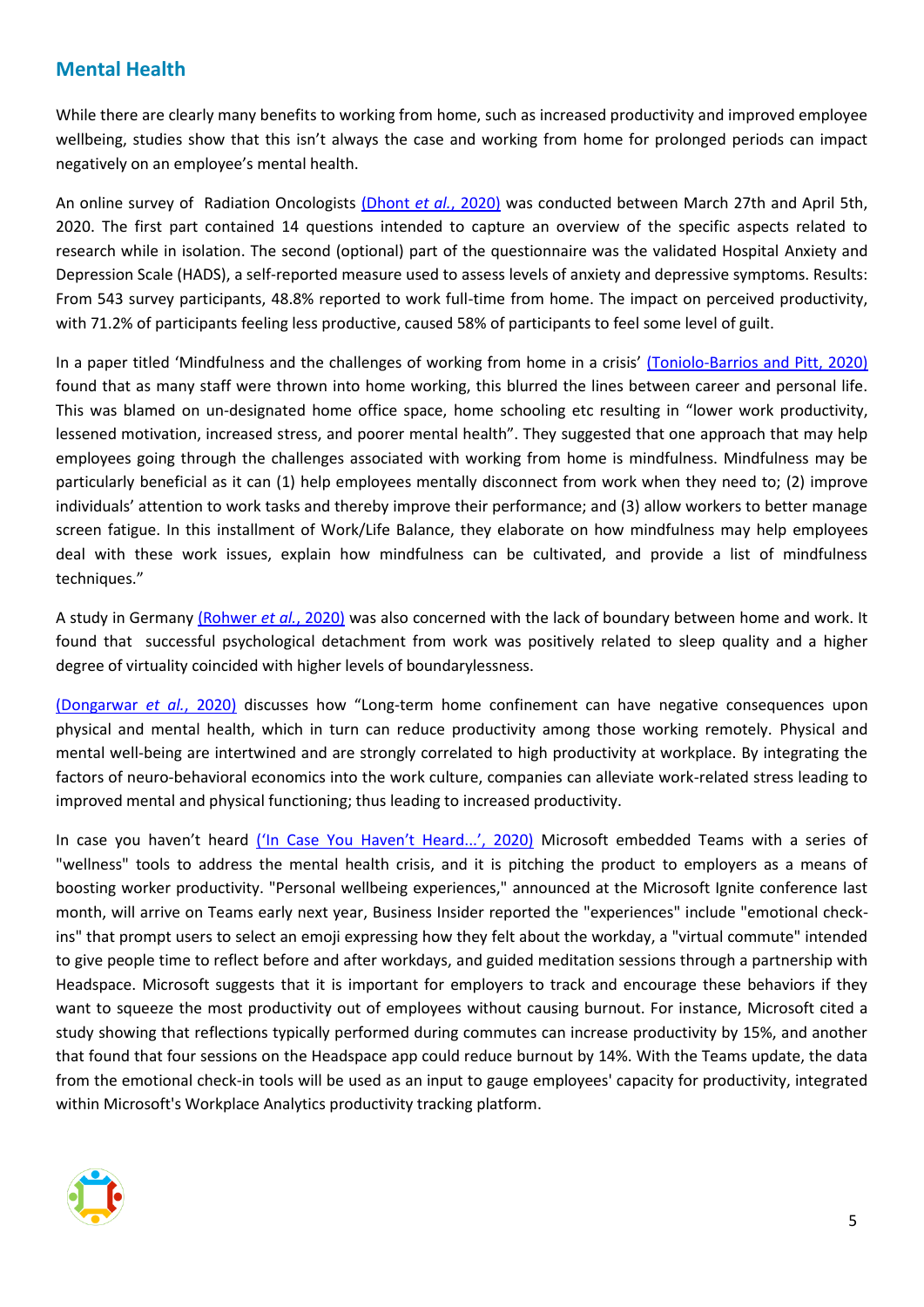## Mental Health

While there are clearly many benefits to working from home, such as increased productivity and improved employee wellbeing, studies show that this isn't always the case and working from home for prolonged periods can impact negatively on an employee's mental health.

An online survey of Radiation Oncologists (Dhont *et al.*, 2020) was conducted between March 27th and April 5th, 2020. The first part contained 14 questions intended to capture an overview of the specific aspects related to research while in isolation. The second (optional) part of the questionnaire was the validated Hospital Anxiety and Depression Scale (HADS), a self-reported measure used to assess levels of anxiety and depressive symptoms. Results: From 543 survey participants, 48.8% reported to work full-time from home. The impact on perceived productivity, with 71.2% of participants feeling less productive, caused 58% of participants to feel some level of guilt.

In a paper titled 'Mindfulness and the challenges of working from home in a crisis' (Toniolo-Barrios and Pitt, 2020) found that as many staff were thrown into home working, this blurred the lines between career and personal life. This was blamed on un-designated home office space, home schooling etc resulting in "lower work productivity, lessened motivation, increased stress, and poorer mental health". They suggested that one approach that may help employees going through the challenges associated with working from home is mindfulness. Mindfulness may be particularly beneficial as it can (1) help employees mentally disconnect from work when they need to; (2) improve individuals' attention to work tasks and thereby improve their performance; and (3) allow workers to better manage screen fatigue. In this installment of Work/Life Balance, they elaborate on how mindfulness may help employees deal with these work issues, explain how mindfulness can be cultivated, and provide a list of mindfulness techniques."

A study in Germany (Rohwer *et al.*, 2020) was also concerned with the lack of boundary between home and work. It found that successful psychological detachment from work was positively related to sleep quality and a higher degree of virtuality coincided with higher levels of boundarylessness.

(Dongarwar *et al.*, 2020) discusses how "Long-term home confinement can have negative consequences upon physical and mental health, which in turn can reduce productivity among those working remotely. Physical and mental well-being are intertwined and are strongly correlated to high productivity at workplace. By integrating the factors of neuro-behavioral economics into the work culture, companies can alleviate work-related stress leading to improved mental and physical functioning; thus leading to increased productivity.

In case you haven't heard ('In Case You Haven't Heard...', 2020) Microsoft embedded Teams with a series of "wellness" tools to address the mental health crisis, and it is pitching the product to employers as a means of boosting worker productivity. "Personal wellbeing experiences," announced at the Microsoft Ignite conference last month, will arrive on Teams early next year, Business Insider reported the "experiences" include "emotional check-ins" that prompt users to select an emoji expressing how they felt about the workday, a "virtual commute" intended to give people time to reflect before and after workdays, and guided meditation sessions through a partnership with Headspace. Microsoft suggests that it is important for employers to track and encourage these behaviors if they want to squeeze the most productivity out of employees without causing burnout. For instance, Microsoft cited a study showing that reflections typically performed during commutes can increase productivity by 15%, and another that found that four sessions on the Headspace app could reduce burnout by 14%. With the Teams update, the data from the emotional check-in tools will be used as an input to gauge employees' capacity for productivity, integrated within Microsoft's Workplace Analytics productivity tracking platform.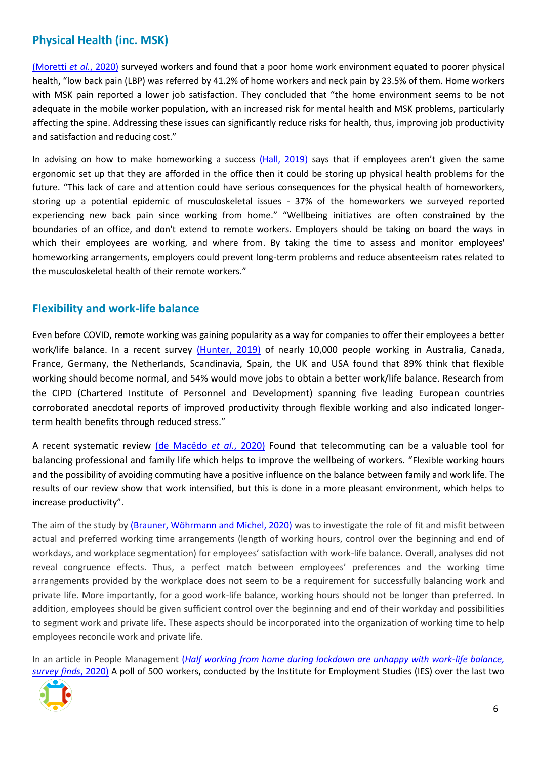## Physical Health (inc. MSK)

(Moretti *et al.*, 2020) surveyed workers and found that a poor home work environment equated to poorer physical health, "low back pain (LBP) was referred by 41.2% of home workers and neck pain by 23.5% of them. Home workers with MSK pain reported a lower job satisfaction. They concluded that "the home environment seems to be not adequate in the mobile worker population, with an increased risk for mental health and MSK problems, particularly affecting the spine. Addressing these issues can significantly reduce risks for health, thus, improving job productivity and satisfaction and reducing cost."

In advising on how to make homeworking a success (Hall, 2019) says that if employees aren't given the same ergonomic set up that they are afforded in the office then it could be storing up physical health problems for the future. "This lack of care and attention could have serious consequences for the physical health of homeworkers, storing up a potential epidemic of musculoskeletal issues - 37% of the homeworkers we surveyed reported experiencing new back pain since working from home." "Wellbeing initiatives are often constrained by the boundaries of an office, and don't extend to remote workers. Employers should be taking on board the ways in which their employees are working, and where from. By taking the time to assess and monitor employees' homeworking arrangements, employers could prevent long-term problems and reduce absenteeism rates related to the musculoskeletal health of their remote workers."

## Flexibility and work-life balance

Even before COVID, remote working was gaining popularity as a way for companies to offer their employees a better work/life balance. In a recent survey (Hunter, 2019) of nearly 10,000 people working in Australia, Canada, France, Germany, the Netherlands, Scandinavia, Spain, the UK and USA found that 89% think that flexible working should become normal, and 54% would move jobs to obtain a better work/life balance. Research from the CIPD (Chartered Institute of Personnel and Development) spanning five leading European countries corroborated anecdotal reports of improved productivity through flexible working and also indicated longer-term health benefits through reduced stress."

A recent systematic review (de Macêdo *et al.*, 2020) Found that telecommuting can be a valuable tool for balancing professional and family life which helps to improve the wellbeing of workers. "Flexible working hours and the possibility of avoiding commuting have a positive influence on the balance between family and work life. The results of our review show that work intensified, but this is done in a more pleasant environment, which helps to increase productivity".

The aim of the study by (Brauner, Wöhrmann and Michel, 2020) was to investigate the role of fit and misfit between actual and preferred working time arrangements (length of working hours, control over the beginning and end of workdays, and workplace segmentation) for employees' satisfaction with work-life balance. Overall, analyses did not reveal congruence effects. Thus, a perfect match between employees' preferences and the working time arrangements provided by the workplace does not seem to be a requirement for successfully balancing work and private life. More importantly, for a good work-life balance, working hours should not be longer than preferred. In addition, employees should be given sufficient control over the beginning and end of their workday and possibilities to segment work and private life. These aspects should be incorporated into the organization of working time to help employees reconcile work and private life.

In an article in People Management (*Half working from home during lockdown are unhappy with work-life balance, survey finds*, 2020) A poll of 500 workers, conducted by the Institute for Employment Studies (IES) over the last two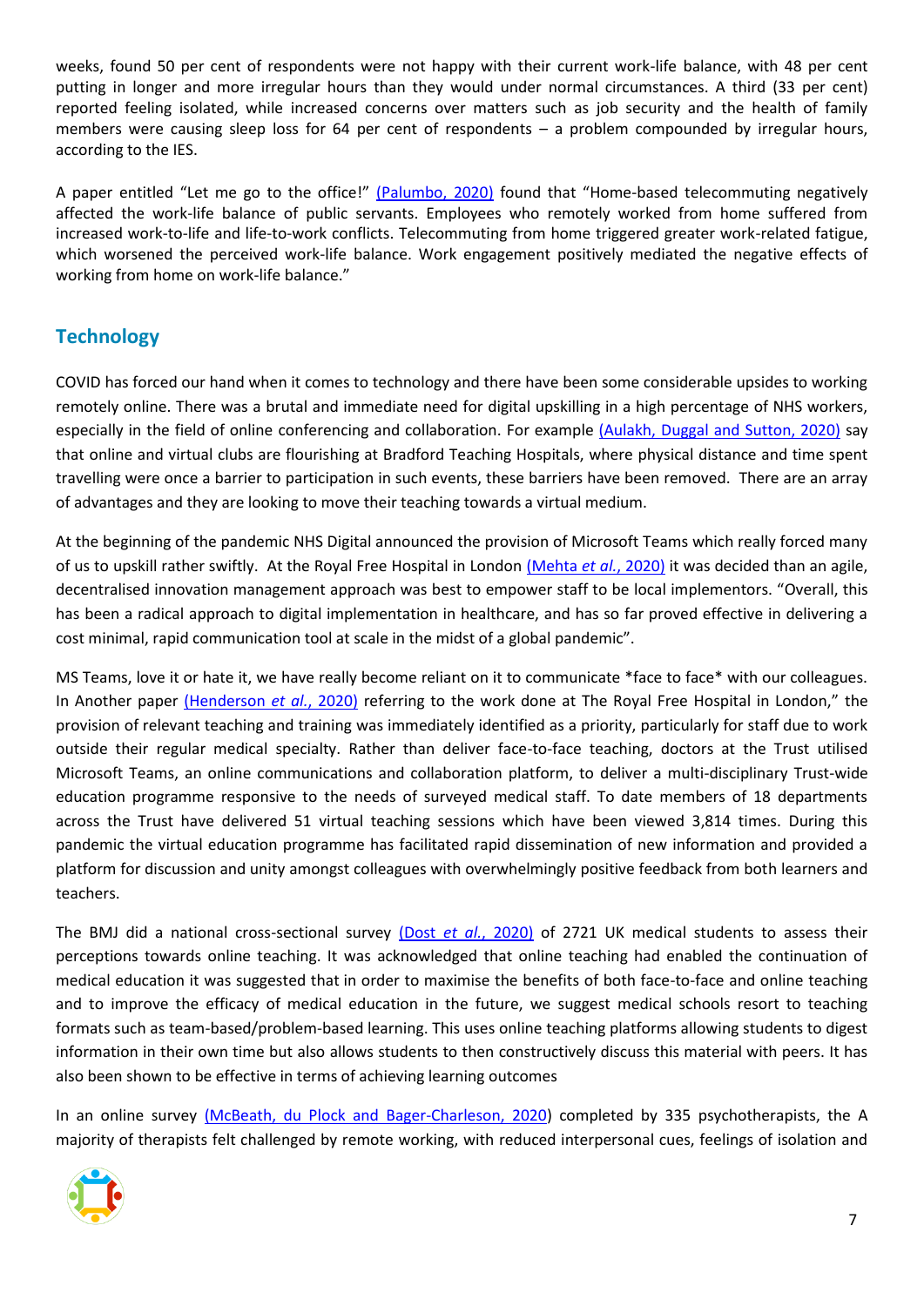weeks, found 50 per cent of respondents were not happy with their current work-life balance, with 48 per cent putting in longer and more irregular hours than they would under normal circumstances. A third (33 per cent) reported feeling isolated, while increased concerns over matters such as job security and the health of family members were causing sleep loss for 64 per cent of respondents – a problem compounded by irregular hours, according to the IES.

A paper entitled "Let me go to the office!" (Palumbo, 2020) found that "Home-based telecommuting negatively affected the work-life balance of public servants. Employees who remotely worked from home suffered from increased work-to-life and life-to-work conflicts. Telecommuting from home triggered greater work-related fatigue, which worsened the perceived work-life balance. Work engagement positively mediated the negative effects of working from home on work-life balance."

## Technology

COVID has forced our hand when it comes to technology and there have been some considerable upsides to working remotely online. There was a brutal and immediate need for digital upskilling in a high percentage of NHS workers, especially in the field of online conferencing and collaboration. For example (Aulakh, Duggal and Sutton, 2020) say that online and virtual clubs are flourishing at Bradford Teaching Hospitals, where physical distance and time spent travelling were once a barrier to participation in such events, these barriers have been removed. There are an array of advantages and they are looking to move their teaching towards a virtual medium.

At the beginning of the pandemic NHS Digital announced the provision of Microsoft Teams which really forced many of us to upskill rather swiftly. At the Royal Free Hospital in London (Mehta *et al.*, 2020) it was decided than an agile, decentralised innovation management approach was best to empower staff to be local implementors. "Overall, this has been a radical approach to digital implementation in healthcare, and has so far proved effective in delivering a cost minimal, rapid communication tool at scale in the midst of a global pandemic".

MS Teams, love it or hate it, we have really become reliant on it to communicate *face to face* with our colleagues. In Another paper (Henderson *et al.*, 2020) referring to the work done at The Royal Free Hospital in London," the provision of relevant teaching and training was immediately identified as a priority, particularly for staff due to work outside their regular medical specialty. Rather than deliver face-to-face teaching, doctors at the Trust utilised Microsoft Teams, an online communications and collaboration platform, to deliver a multi-disciplinary Trust-wide education programme responsive to the needs of surveyed medical staff. To date members of 18 departments across the Trust have delivered 51 virtual teaching sessions which have been viewed 3,814 times. During this pandemic the virtual education programme has facilitated rapid dissemination of new information and provided a platform for discussion and unity amongst colleagues with overwhelmingly positive feedback from both learners and teachers.

The BMJ did a national cross-sectional survey (Dost *et al.*, 2020) of 2721 UK medical students to assess their perceptions towards online teaching. It was acknowledged that online teaching had enabled the continuation of medical education it was suggested that in order to maximise the benefits of both face-to-face and online teaching and to improve the efficacy of medical education in the future, we suggest medical schools resort to teaching formats such as team-based/problem-based learning. This uses online teaching platforms allowing students to digest information in their own time but also allows students to then constructively discuss this material with peers. It has also been shown to be effective in terms of achieving learning outcomes

In an online survey (McBeath, du Plock and Bager-Charleson, 2020) completed by 335 psychotherapists, the A majority of therapists felt challenged by remote working, with reduced interpersonal cues, feelings of isolation and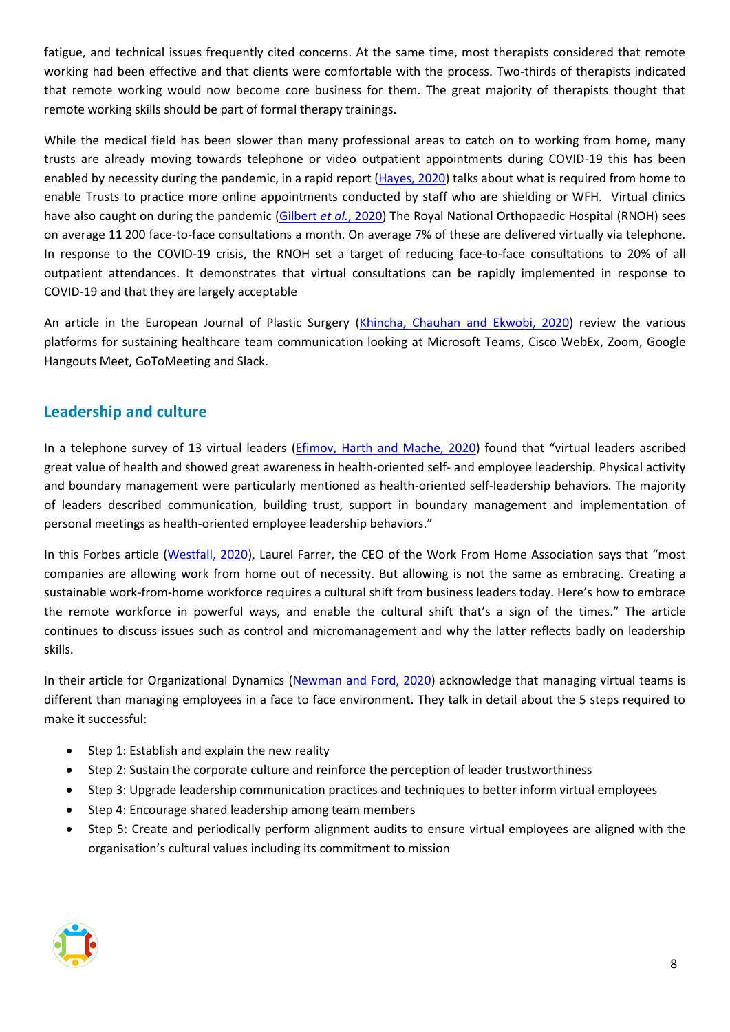fatigue, and technical issues frequently cited concerns. At the same time, most therapists considered that remote working had been effective and that clients were comfortable with the process. Two-thirds of therapists indicated that remote working would now become core business for them. The great majority of therapists thought that remote working skills should be part of formal therapy trainings.

While the medical field has been slower than many professional areas to catch on to working from home, many trusts are already moving towards telephone or video outpatient appointments during COVID-19 this has been enabled by necessity during the pandemic, in a rapid report (Hayes, 2020) talks about what is required from home to enable Trusts to practice more online appointments conducted by staff who are shielding or WFH. Virtual clinics have also caught on during the pandemic (Gilbert *et al.*, 2020) The Royal National Orthopaedic Hospital (RNOH) sees on average 11 200 face-to-face consultations a month. On average 7% of these are delivered virtually via telephone. In response to the COVID-19 crisis, the RNOH set a target of reducing face-to-face consultations to 20% of all outpatient attendances. It demonstrates that virtual consultations can be rapidly implemented in response to COVID-19 and that they are largely acceptable

An article in the European Journal of Plastic Surgery (Khincha, Chauhan and Ekwobi, 2020) review the various platforms for sustaining healthcare team communication looking at Microsoft Teams, Cisco WebEx, Zoom, Google Hangouts Meet, GoToMeeting and Slack.

## Leadership and culture

In a telephone survey of 13 virtual leaders (Efimov, Harth and Mache, 2020) found that "virtual leaders ascribed great value of health and showed great awareness in health-oriented self- and employee leadership. Physical activity and boundary management were particularly mentioned as health-oriented self-leadership behaviors. The majority of leaders described communication, building trust, support in boundary management and implementation of personal meetings as health-oriented employee leadership behaviors."

In this Forbes article (Westfall, 2020), Laurel Farrer, the CEO of the Work From Home Association says that "most companies are allowing work from home out of necessity. But allowing is not the same as embracing. Creating a sustainable work-from-home workforce requires a cultural shift from business leaders today. Here's how to embrace the remote workforce in powerful ways, and enable the cultural shift that's a sign of the times." The article continues to discuss issues such as control and micromanagement and why the latter reflects badly on leadership skills.

In their article for Organizational Dynamics (Newman and Ford, 2020) acknowledge that managing virtual teams is different than managing employees in a face to face environment. They talk in detail about the 5 steps required to make it successful:

- Step 1: Establish and explain the new reality
- Step 2: Sustain the corporate culture and reinforce the perception of leader trustworthiness
- Step 3: Upgrade leadership communication practices and techniques to better inform virtual employees
- Step 4: Encourage shared leadership among team members
- Step 5: Create and periodically perform alignment audits to ensure virtual employees are aligned with the organisation's cultural values including its commitment to mission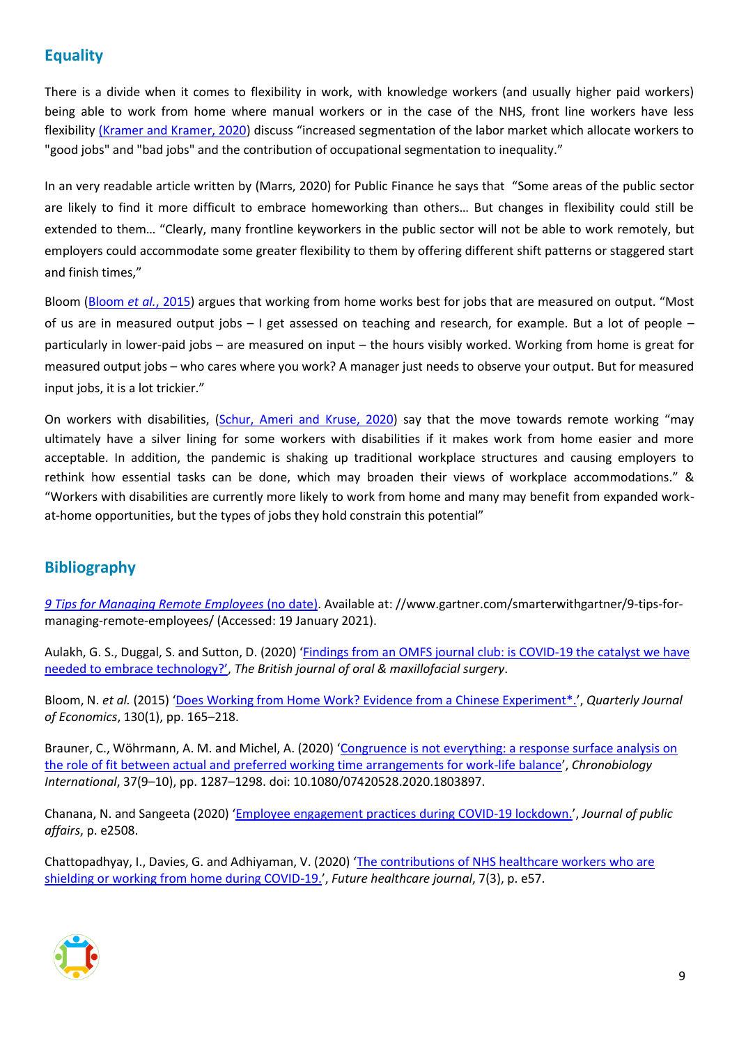## Equality

There is a divide when it comes to flexibility in work, with knowledge workers (and usually higher paid workers) being able to work from home where manual workers or in the case of the NHS, front line workers have less flexibility (Kramer and Kramer, 2020) discuss "increased segmentation of the labor market which allocate workers to "good jobs" and "bad jobs" and the contribution of occupational segmentation to inequality."

In an very readable article written by (Marrs, 2020) for Public Finance he says that "Some areas of the public sector are likely to find it more difficult to embrace homeworking than others… But changes in flexibility could still be extended to them… "Clearly, many frontline keyworkers in the public sector will not be able to work remotely, but employers could accommodate some greater flexibility to them by offering different shift patterns or staggered start and finish times,"

Bloom (Bloom *et al.*, 2015) argues that working from home works best for jobs that are measured on output. "Most of us are in measured output jobs – I get assessed on teaching and research, for example. But a lot of people – particularly in lower-paid jobs – are measured on input – the hours visibly worked. Working from home is great for measured output jobs – who cares where you work? A manager just needs to observe your output. But for measured input jobs, it is a lot trickier."

On workers with disabilities, (Schur, Ameri and Kruse, 2020) say that the move towards remote working "may ultimately have a silver lining for some workers with disabilities if it makes work from home easier and more acceptable. In addition, the pandemic is shaking up traditional workplace structures and causing employers to rethink how essential tasks can be done, which may broaden their views of workplace accommodations." & "Workers with disabilities are currently more likely to work from home and many may benefit from expanded work-at-home opportunities, but the types of jobs they hold constrain this potential"

## Bibliography

*9 Tips for Managing Remote Employees* (no date). Available at: //www.gartner.com/smarterwithgartner/9-tips-for-managing-remote-employees/ (Accessed: 19 January 2021).

Aulakh, G. S., Duggal, S. and Sutton, D. (2020) 'Findings from an OMFS journal club: is COVID-19 the catalyst we have needed to embrace technology?', *The British journal of oral & maxillofacial surgery*.

Bloom, N. *et al.* (2015) 'Does Working from Home Work? Evidence from a Chinese Experiment*.', *Quarterly Journal of Economics*, 130(1), pp. 165–218.

Brauner, C., Wöhrmann, A. M. and Michel, A. (2020) 'Congruence is not everything: a response surface analysis on the role of fit between actual and preferred working time arrangements for work-life balance', *Chronobiology International*, 37(9–10), pp. 1287–1298. doi: 10.1080/07420528.2020.1803897.

Chanana, N. and Sangeeta (2020) 'Employee engagement practices during COVID-19 lockdown.', *Journal of public affairs*, p. e2508.

Chattopadhyay, I., Davies, G. and Adhiyaman, V. (2020) 'The contributions of NHS healthcare workers who are shielding or working from home during COVID-19.', *Future healthcare journal*, 7(3), p. e57.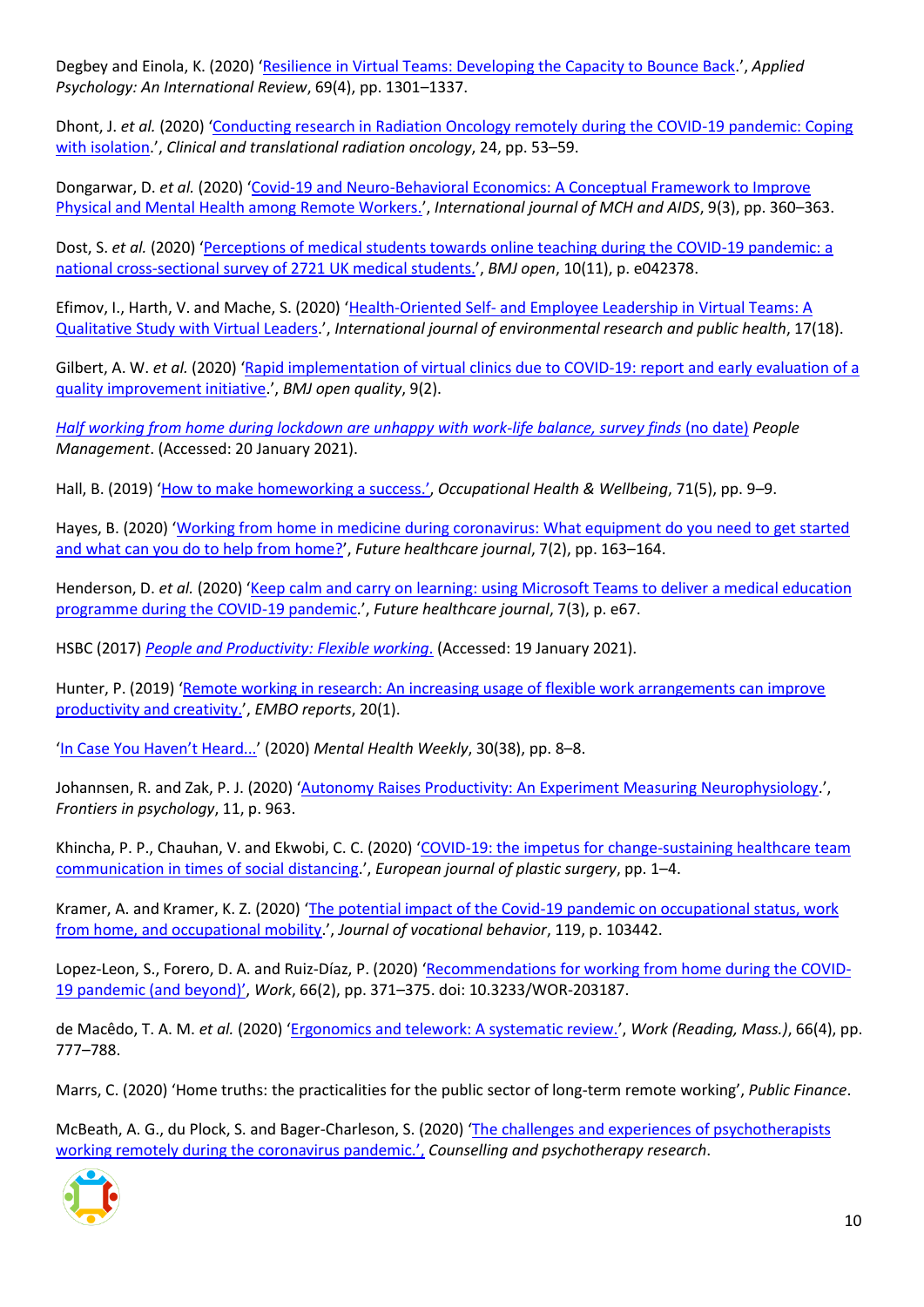Degbey and Einola, K. (2020) 'Resilience in Virtual Teams: Developing the Capacity to Bounce Back.', *Applied Psychology: An International Review*, 69(4), pp. 1301–1337.

Dhont, J. *et al.* (2020) 'Conducting research in Radiation Oncology remotely during the COVID-19 pandemic: Coping with isolation.', *Clinical and translational radiation oncology*, 24, pp. 53–59.

Dongarwar, D. *et al.* (2020) 'Covid-19 and Neuro-Behavioral Economics: A Conceptual Framework to Improve Physical and Mental Health among Remote Workers.', *International journal of MCH and AIDS*, 9(3), pp. 360–363.

Dost, S. *et al.* (2020) 'Perceptions of medical students towards online teaching during the COVID-19 pandemic: a national cross-sectional survey of 2721 UK medical students.', *BMJ open*, 10(11), p. e042378.

Efimov, I., Harth, V. and Mache, S. (2020) 'Health-Oriented Self- and Employee Leadership in Virtual Teams: A Qualitative Study with Virtual Leaders.', *International journal of environmental research and public health*, 17(18).

Gilbert, A. W. *et al.* (2020) 'Rapid implementation of virtual clinics due to COVID-19: report and early evaluation of a quality improvement initiative.', *BMJ open quality*, 9(2).

*Half working from home during lockdown are unhappy with work-life balance, survey finds* (no date) *People Management*. (Accessed: 20 January 2021).

Hall, B. (2019) 'How to make homeworking a success.', *Occupational Health & Wellbeing*, 71(5), pp. 9–9.

Hayes, B. (2020) 'Working from home in medicine during coronavirus: What equipment do you need to get started and what can you do to help from home?', *Future healthcare journal*, 7(2), pp. 163–164.

Henderson, D. *et al.* (2020) 'Keep calm and carry on learning: using Microsoft Teams to deliver a medical education programme during the COVID-19 pandemic.', *Future healthcare journal*, 7(3), p. e67.

HSBC (2017) *People and Productivity: Flexible working.* (Accessed: 19 January 2021).

Hunter, P. (2019) 'Remote working in research: An increasing usage of flexible work arrangements can improve productivity and creativity.', *EMBO reports*, 20(1).

'In Case You Haven't Heard...' (2020) *Mental Health Weekly*, 30(38), pp. 8–8.

Johannsen, R. and Zak, P. J. (2020) 'Autonomy Raises Productivity: An Experiment Measuring Neurophysiology.', *Frontiers in psychology*, 11, p. 963.

Khincha, P. P., Chauhan, V. and Ekwobi, C. C. (2020) 'COVID-19: the impetus for change-sustaining healthcare team communication in times of social distancing.', *European journal of plastic surgery*, pp. 1–4.

Kramer, A. and Kramer, K. Z. (2020) 'The potential impact of the Covid-19 pandemic on occupational status, work from home, and occupational mobility.', *Journal of vocational behavior*, 119, p. 103442.

Lopez-Leon, S., Forero, D. A. and Ruiz-Díaz, P. (2020) 'Recommendations for working from home during the COVID-19 pandemic (and beyond)', *Work*, 66(2), pp. 371–375. doi: 10.3233/WOR-203187.

de Macêdo, T. A. M. *et al.* (2020) 'Ergonomics and telework: A systematic review.', *Work (Reading, Mass.)*, 66(4), pp. 777–788.

Marrs, C. (2020) 'Home truths: the practicalities for the public sector of long-term remote working', *Public Finance*.

McBeath, A. G., du Plock, S. and Bager-Charleson, S. (2020) 'The challenges and experiences of psychotherapists working remotely during the coronavirus pandemic.', *Counselling and psychotherapy research*.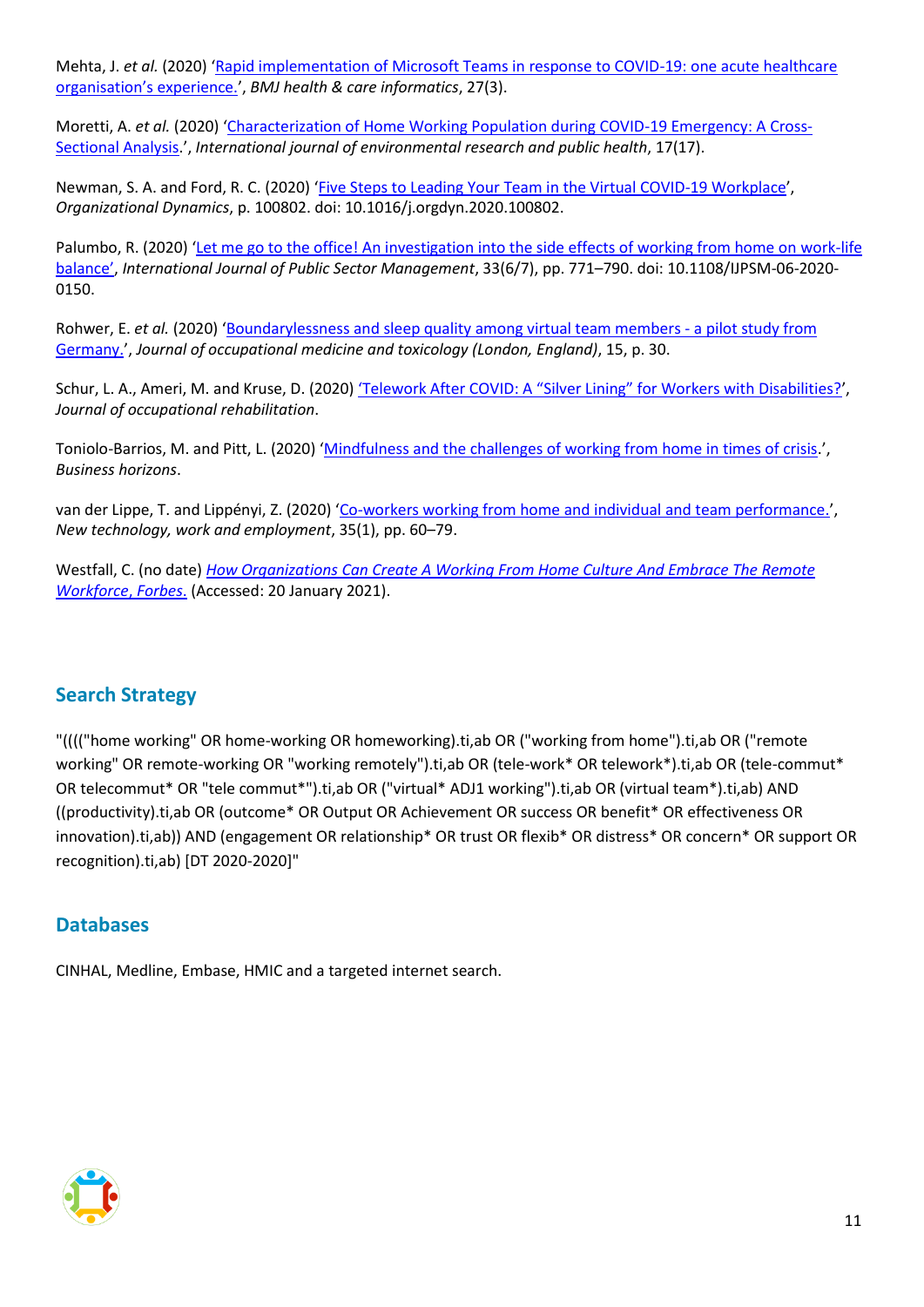Mehta, J. *et al.* (2020) '[Rapid implementation of Microsoft Teams in response to COVID-19: one acute healthcare organisation's experience.]', *BMJ health & care informatics*, 27(3).

Moretti, A. *et al.* (2020) '[Characterization of Home Working Population during COVID-19 Emergency: A Cross-Sectional Analysis].', *International journal of environmental research and public health*, 17(17).

Newman, S. A. and Ford, R. C. (2020) '[Five Steps to Leading Your Team in the Virtual COVID-19 Workplace]', *Organizational Dynamics*, p. 100802. doi: 10.1016/j.orgdyn.2020.100802.

Palumbo, R. (2020) '[Let me go to the office! An investigation into the side effects of working from home on work-life balance]', *International Journal of Public Sector Management*, 33(6/7), pp. 771–790. doi: 10.1108/IJPSM-06-2020-0150.

Rohwer, E. *et al.* (2020) '[Boundarylessness and sleep quality among virtual team members - a pilot study from Germany.]', *Journal of occupational medicine and toxicology (London, England)*, 15, p. 30.

Schur, L. A., Ameri, M. and Kruse, D. (2020) ['Telework After COVID: A "Silver Lining" for Workers with Disabilities?]', *Journal of occupational rehabilitation*.

Toniolo-Barrios, M. and Pitt, L. (2020) '[Mindfulness and the challenges of working from home in times of crisis].', *Business horizons*.

van der Lippe, T. and Lippényi, Z. (2020) '[Co-workers working from home and individual and team performance.]', *New technology, work and employment*, 35(1), pp. 60–79.

Westfall, C. (no date) *[How Organizations Can Create A Working From Home Culture And Embrace The Remote Workforce, Forbes.]* (Accessed: 20 January 2021).

## Search Strategy

"(((("home working" OR home-working OR homeworking).ti,ab OR ("working from home").ti,ab OR ("remote working" OR remote-working OR "working remotely").ti,ab OR (tele-work* OR telework*).ti,ab OR (tele-commut* OR telecommut* OR "tele commut*").ti,ab OR ("virtual* ADJ1 working").ti,ab OR (virtual team*).ti,ab) AND ((productivity).ti,ab OR (outcome* OR Output OR Achievement OR success OR benefit* OR effectiveness OR innovation).ti,ab)) AND (engagement OR relationship* OR trust OR flexib* OR distress* OR concern* OR support OR recognition).ti,ab) [DT 2020-2020]"

## Databases

CINHAL, Medline, Embase, HMIC and a targeted internet search.